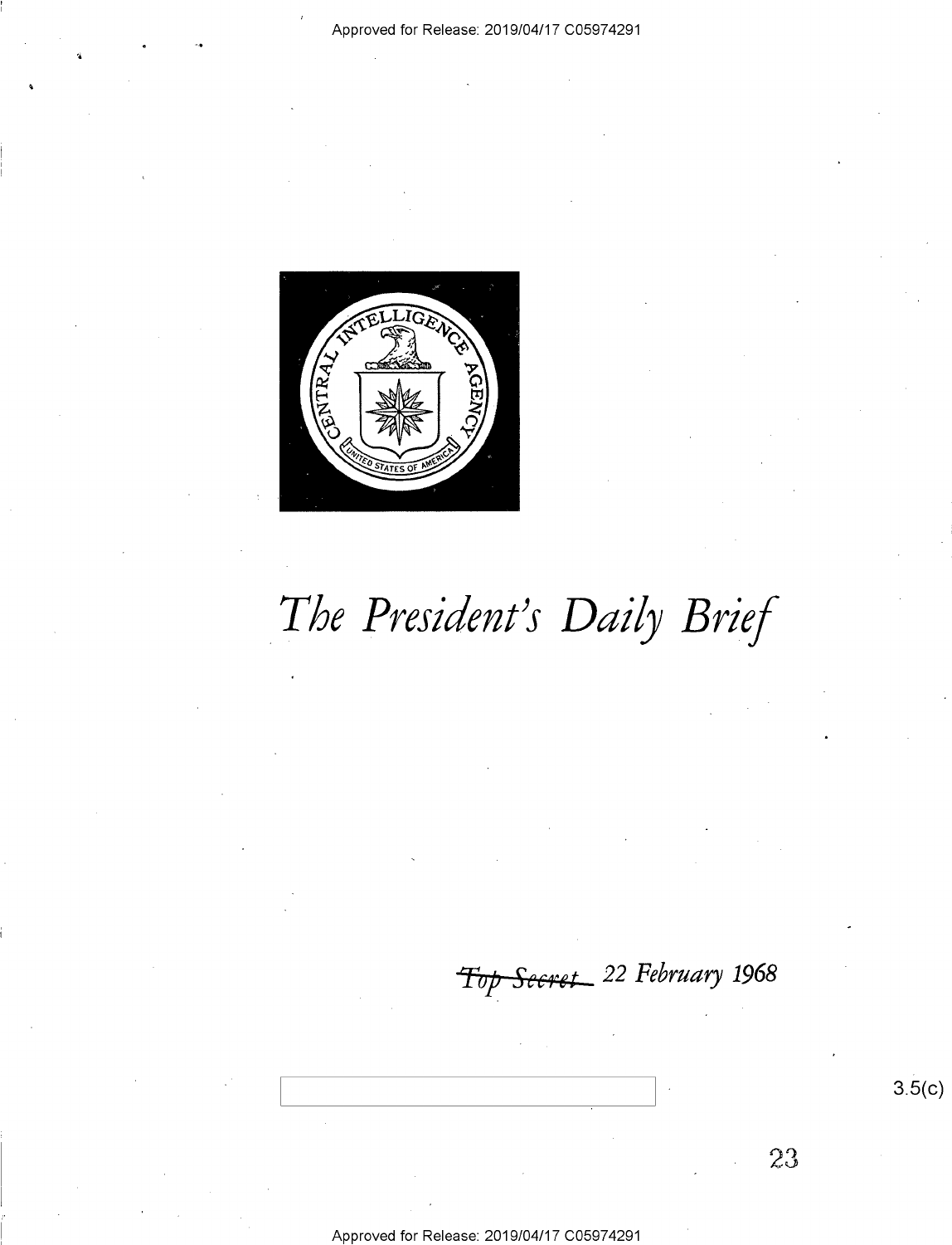# The President's Daily Brief

~~Top Secret~~ 22 February 1968

3.5(c)

23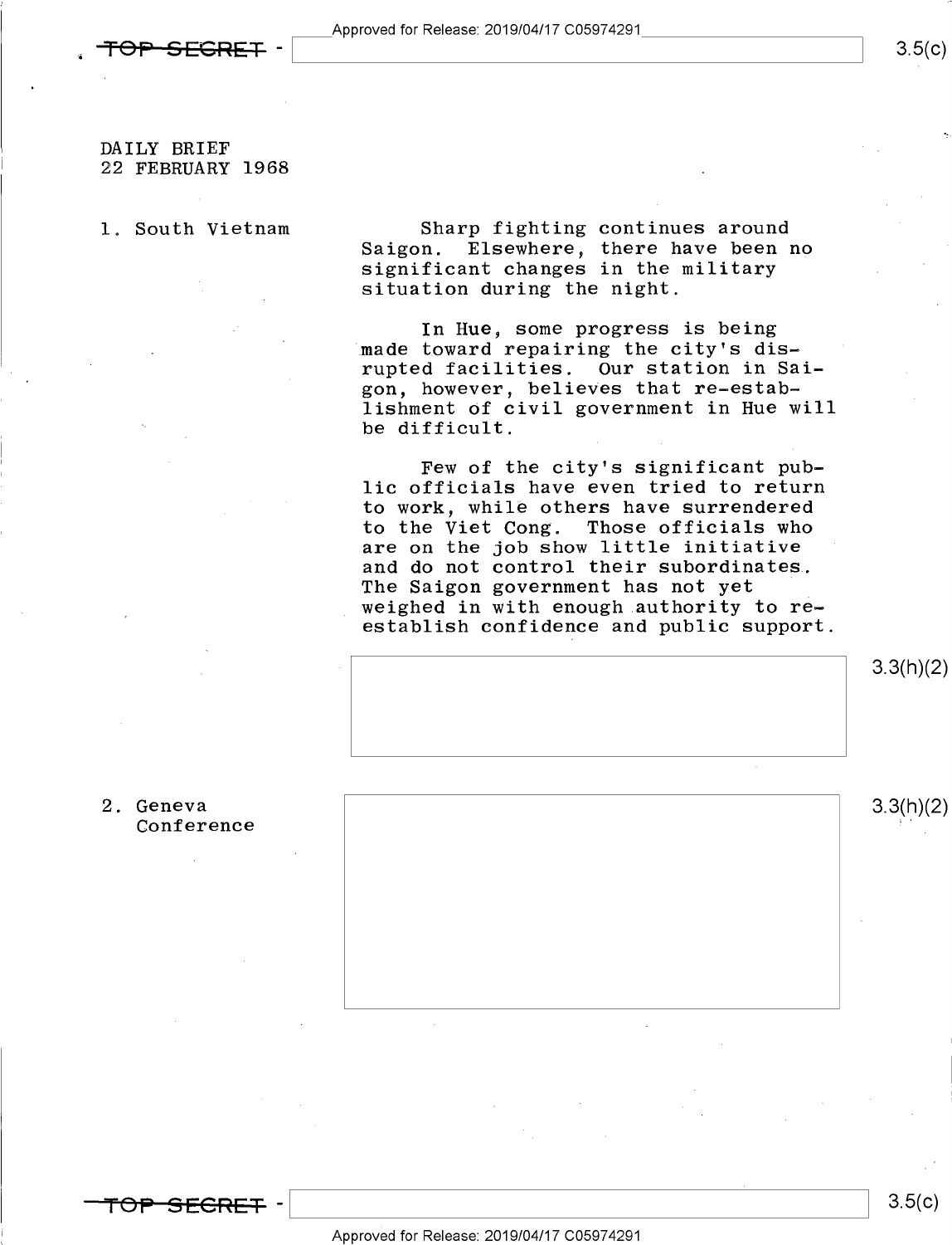DAILY BRIEF
22 FEBRUARY 1968

1. South Vietnam

Sharp fighting continues around Saigon. Elsewhere, there have been no significant changes in the military situation during the night.

In Hue, some progress is being made toward repairing the city's disrupted facilities. Our station in Saigon, however, believes that re-establishment of civil government in Hue will be difficult.

Few of the city's significant public officials have even tried to return to work, while others have surrendered to the Viet Cong. Those officials who are on the job show little initiative and do not control their subordinates. The Saigon government has not yet weighed in with enough authority to re-establish confidence and public support.

3.3(h)(2)

2. Geneva Conference

3.3(h)(2)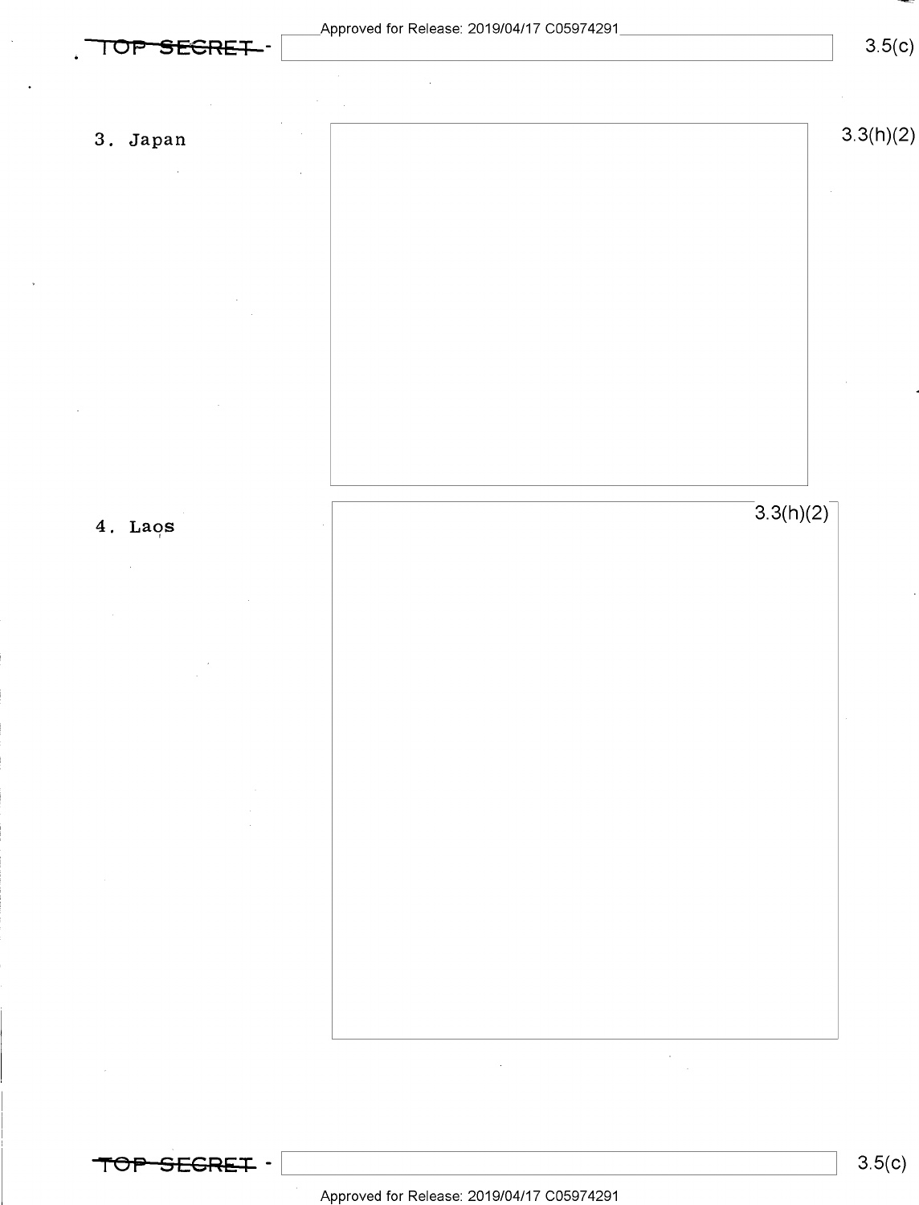TOP SECRET 3.5(c)

3. Japan

3.3(h)(2)

4. Laos

3.3(h)(2)

TOP SECRET 3.5(c)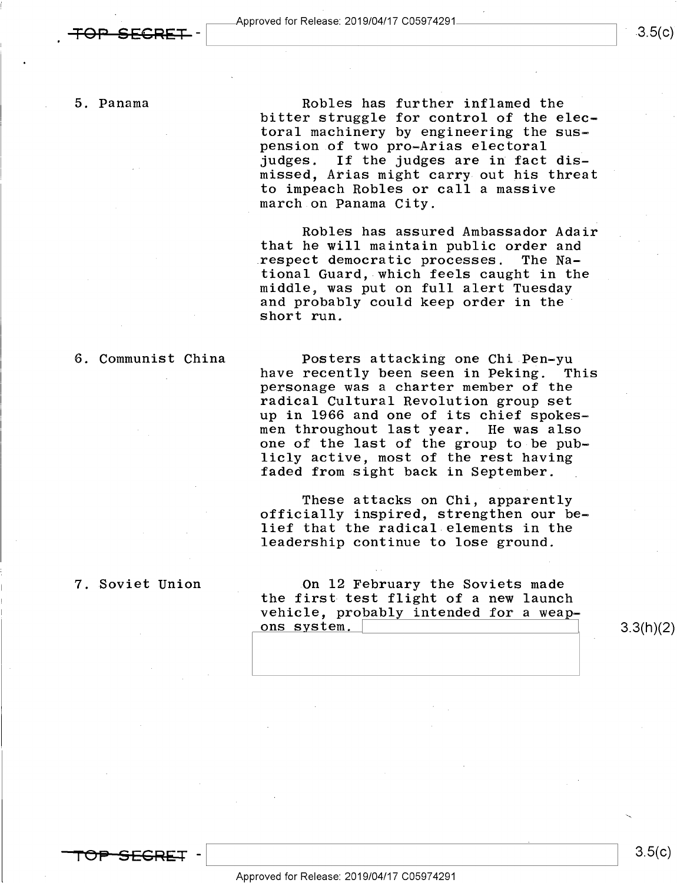5. Panama

Robles has further inflamed the bitter struggle for control of the electoral machinery by engineering the suspension of two pro-Arias electoral judges. If the judges are in fact dismissed, Arias might carry out his threat to impeach Robles or call a massive march on Panama City.

Robles has assured Ambassador Adair that he will maintain public order and respect democratic processes. The National Guard, which feels caught in the middle, was put on full alert Tuesday and probably could keep order in the short run.

6. Communist China

Posters attacking one Chi Pen-yu have recently been seen in Peking. This personage was a charter member of the radical Cultural Revolution group set up in 1966 and one of its chief spokesmen throughout last year. He was also one of the last of the group to be publicly active, most of the rest having faded from sight back in September.

These attacks on Chi, apparently officially inspired, strengthen our belief that the radical elements in the leadership continue to lose ground.

7. Soviet Union

On 12 February the Soviets made the first test flight of a new launch vehicle, probably intended for a weapons system.

3.3(h)(2)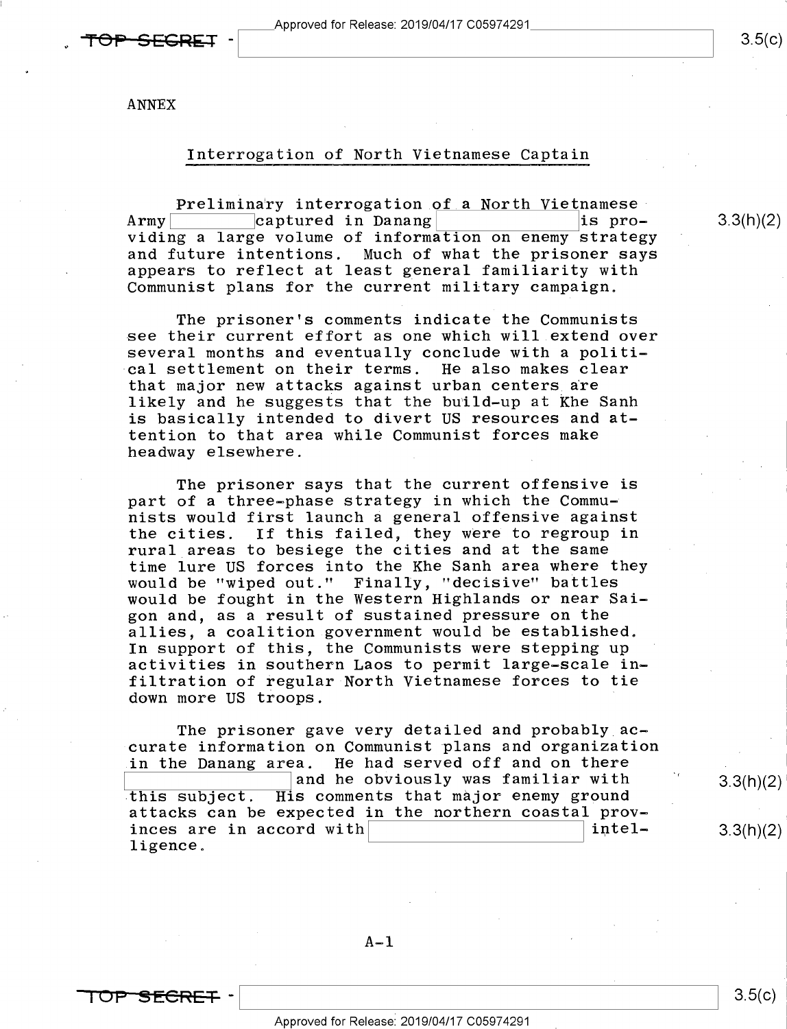ANNEX

## Interrogation of North Vietnamese Captain

Preliminary interrogation of a North Vietnamese Army [redacted] captured in Danang [redacted] is providing a large volume of information on enemy strategy and future intentions. Much of what the prisoner says appears to reflect at least general familiarity with Communist plans for the current military campaign.

The prisoner's comments indicate the Communists see their current effort as one which will extend over several months and eventually conclude with a political settlement on their terms. He also makes clear that major new attacks against urban centers are likely and he suggests that the build-up at Khe Sanh is basically intended to divert US resources and attention to that area while Communist forces make headway elsewhere.

The prisoner says that the current offensive is part of a three-phase strategy in which the Communists would first launch a general offensive against the cities. If this failed, they were to regroup in rural areas to besiege the cities and at the same time lure US forces into the Khe Sanh area where they would be "wiped out." Finally, "decisive" battles would be fought in the Western Highlands or near Saigon and, as a result of sustained pressure on the allies, a coalition government would be established. In support of this, the Communists were stepping up activities in southern Laos to permit large-scale infiltration of regular North Vietnamese forces to tie down more US troops.

The prisoner gave very detailed and probably accurate information on Communist plans and organization in the Danang area. He had served off and on there [redacted] and he obviously was familiar with this subject. His comments that major enemy ground attacks can be expected in the northern coastal provinces are in accord with [redacted] intelligence.

A-1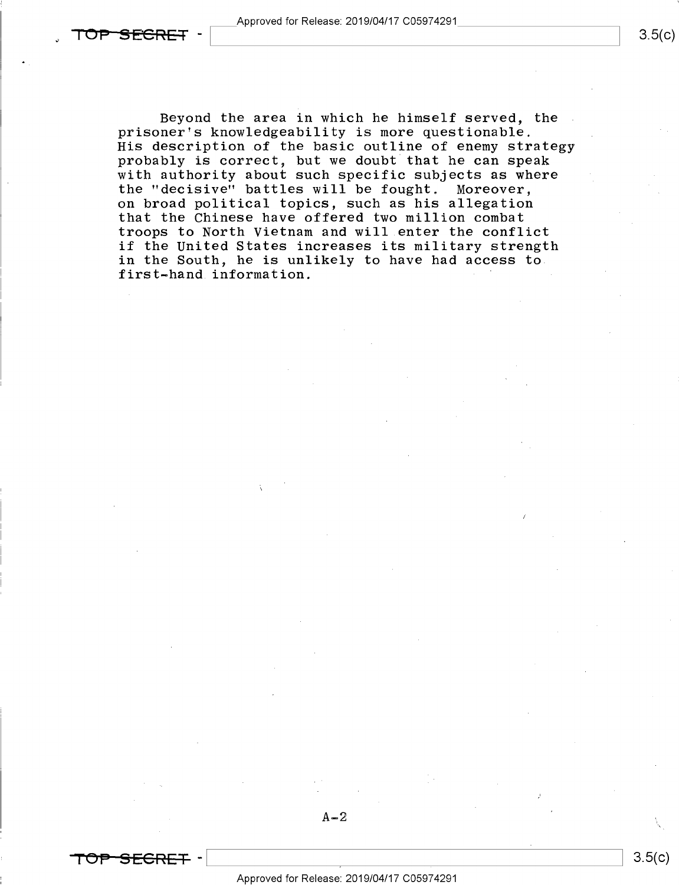Beyond the area in which he himself served, the prisoner's knowledgeability is more questionable. His description of the basic outline of enemy strategy probably is correct, but we doubt that he can speak with authority about such specific subjects as where the "decisive" battles will be fought. Moreover, on broad political topics, such as his allegation that the Chinese have offered two million combat troops to North Vietnam and will enter the conflict if the United States increases its military strength in the South, he is unlikely to have had access to first-hand information.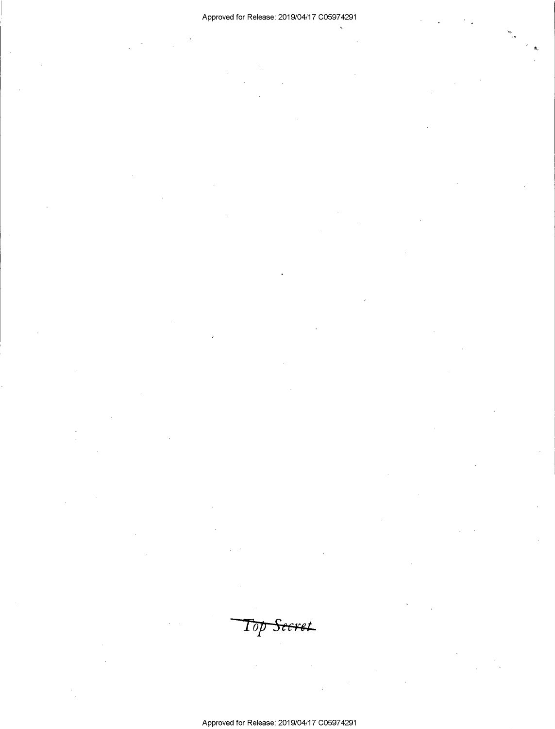~~*Top Secret*~~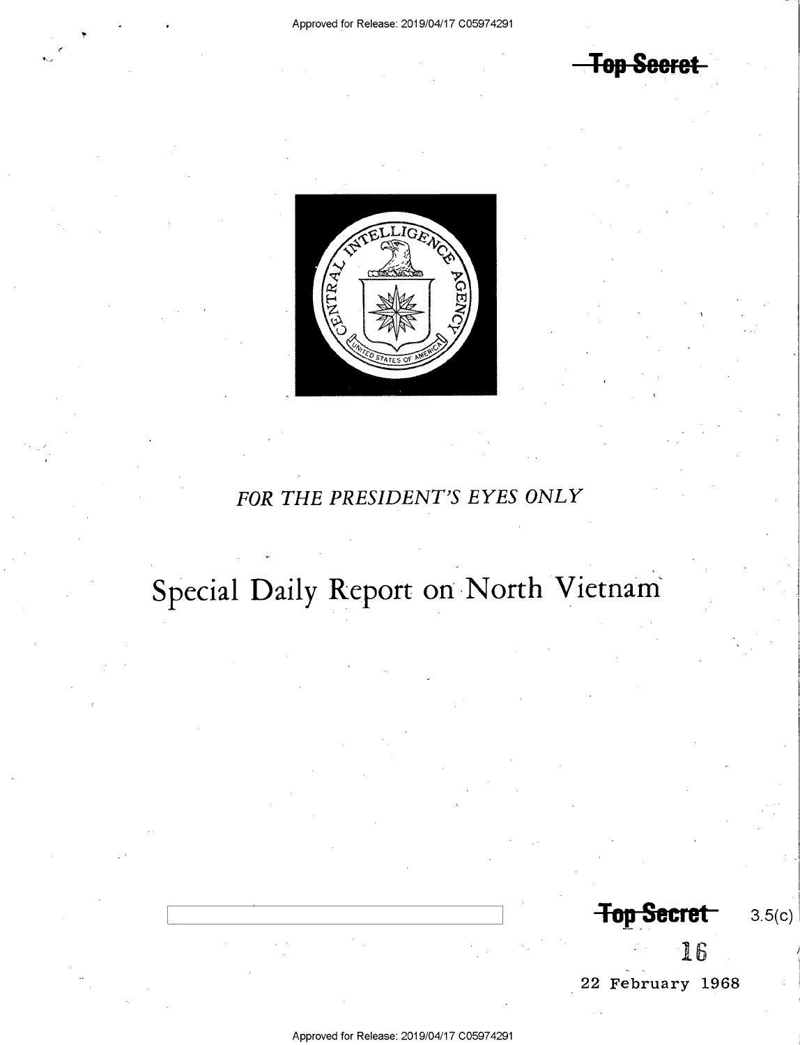Top Secret

FOR THE PRESIDENT'S EYES ONLY

# Special Daily Report on North Vietnam

Top Secret 3.5(c)

16

22 February 1968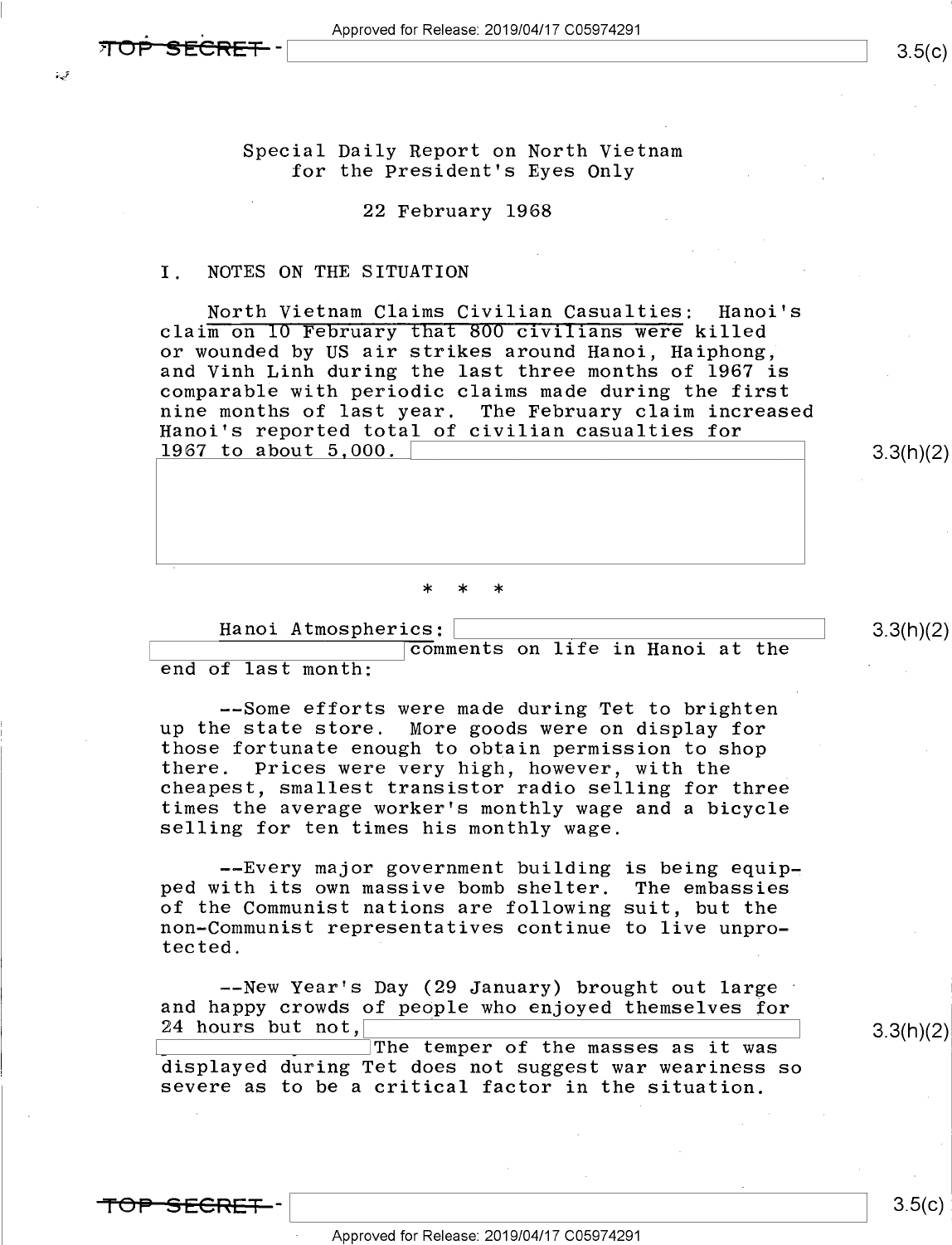Special Daily Report on North Vietnam
for the President's Eyes Only

22 February 1968

I. NOTES ON THE SITUATION

North Vietnam Claims Civilian Casualties: Hanoi's claim on 10 February that 800 civilians were killed or wounded by US air strikes around Hanoi, Haiphong, and Vinh Linh during the last three months of 1967 is comparable with periodic claims made during the first nine months of last year. The February claim increased Hanoi's reported total of civilian casualties for 1967 to about 5,000.

\* \* \*

Hanoi Atmospherics: comments on life in Hanoi at the end of last month:

--Some efforts were made during Tet to brighten up the state store. More goods were on display for those fortunate enough to obtain permission to shop there. Prices were very high, however, with the cheapest, smallest transistor radio selling for three times the average worker's monthly wage and a bicycle selling for ten times his monthly wage.

--Every major government building is being equipped with its own massive bomb shelter. The embassies of the Communist nations are following suit, but the non-Communist representatives continue to live unprotected.

--New Year's Day (29 January) brought out large and happy crowds of people who enjoyed themselves for 24 hours but not, The temper of the masses as it was displayed during Tet does not suggest war weariness so severe as to be a critical factor in the situation.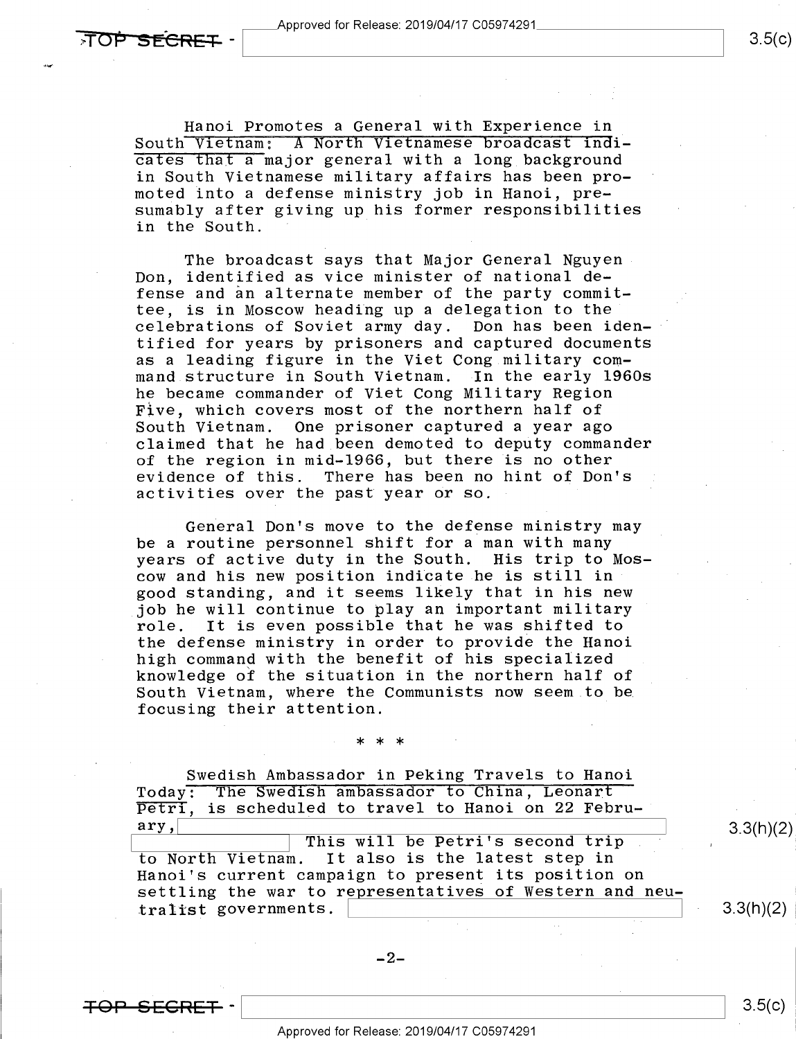Hanoi Promotes a General with Experience in South Vietnam: A North Vietnamese broadcast indicates that a major general with a long background in South Vietnamese military affairs has been promoted into a defense ministry job in Hanoi, presumably after giving up his former responsibilities in the South.

The broadcast says that Major General Nguyen Don, identified as vice minister of national defense and an alternate member of the party committee, is in Moscow heading up a delegation to the celebrations of Soviet army day. Don has been identified for years by prisoners and captured documents as a leading figure in the Viet Cong military command structure in South Vietnam. In the early 1960s he became commander of Viet Cong Military Region Five, which covers most of the northern half of South Vietnam. One prisoner captured a year ago claimed that he had been demoted to deputy commander of the region in mid-1966, but there is no other evidence of this. There has been no hint of Don's activities over the past year or so.

General Don's move to the defense ministry may be a routine personnel shift for a man with many years of active duty in the South. His trip to Moscow and his new position indicate he is still in good standing, and it seems likely that in his new job he will continue to play an important military role. It is even possible that he was shifted to the defense ministry in order to provide the Hanoi high command with the benefit of his specialized knowledge of the situation in the northern half of South Vietnam, where the Communists now seem to be focusing their attention.

* * *

Swedish Ambassador in Peking Travels to Hanoi Today: The Swedish ambassador to China, Leonart Petri, is scheduled to travel to Hanoi on 22 February, [redacted] This will be Petri's second trip to North Vietnam. It also is the latest step in Hanoi's current campaign to present its position on settling the war to representatives of Western and neutralist governments. [redacted]

-2-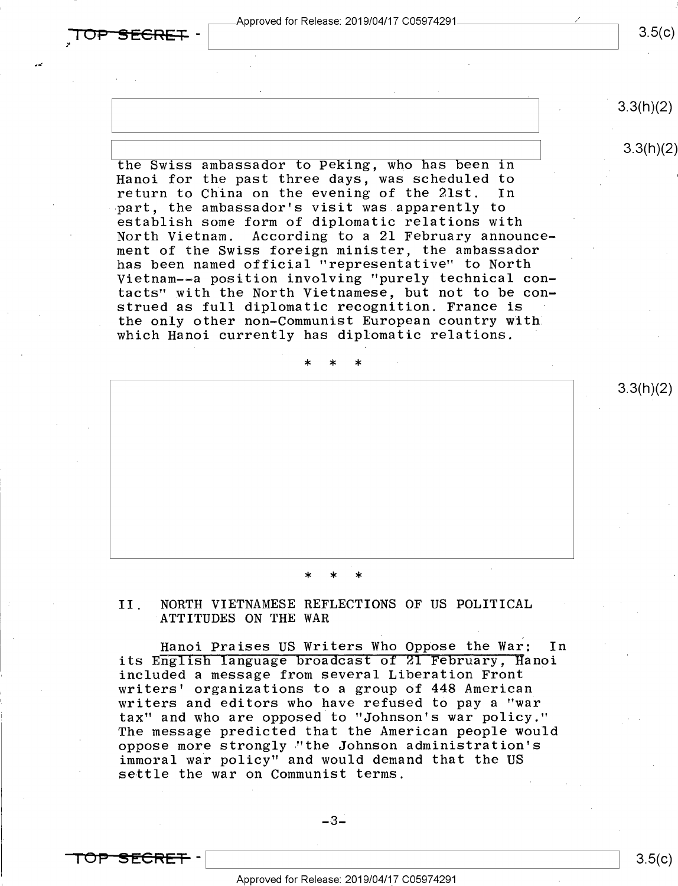the Swiss ambassador to Peking, who has been in Hanoi for the past three days, was scheduled to return to China on the evening of the 21st. In part, the ambassador's visit was apparently to establish some form of diplomatic relations with North Vietnam. According to a 21 February announcement of the Swiss foreign minister, the ambassador has been named official "representative" to North Vietnam--a position involving "purely technical contacts" with the North Vietnamese, but not to be construed as full diplomatic recognition. France is the only other non-Communist European country with which Hanoi currently has diplomatic relations.

\* \* \*

\* \* \*

## II. NORTH VIETNAMESE REFLECTIONS OF US POLITICAL ATTITUDES ON THE WAR

Hanoi Praises US Writers Who Oppose the War: In its English language broadcast of 21 February, Hanoi included a message from several Liberation Front writers' organizations to a group of 448 American writers and editors who have refused to pay a "war tax" and who are opposed to "Johnson's war policy." The message predicted that the American people would oppose more strongly "the Johnson administration's immoral war policy" and would demand that the US settle the war on Communist terms.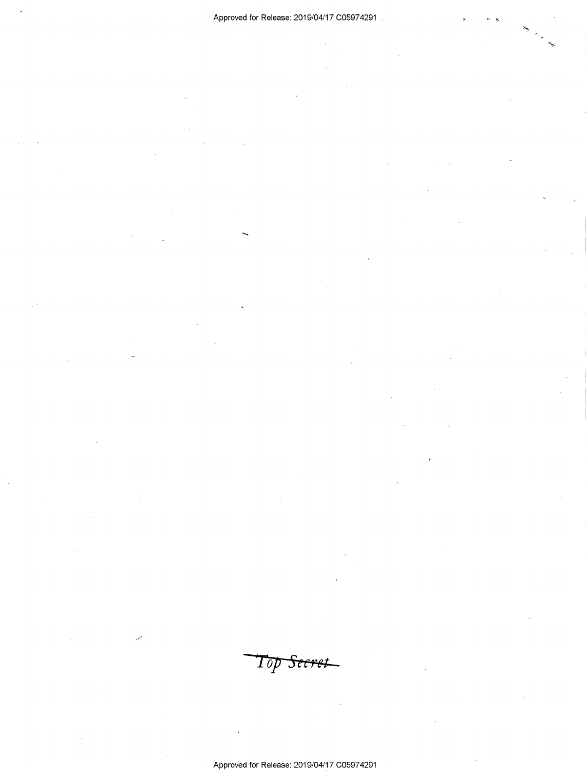~~Top Secret~~